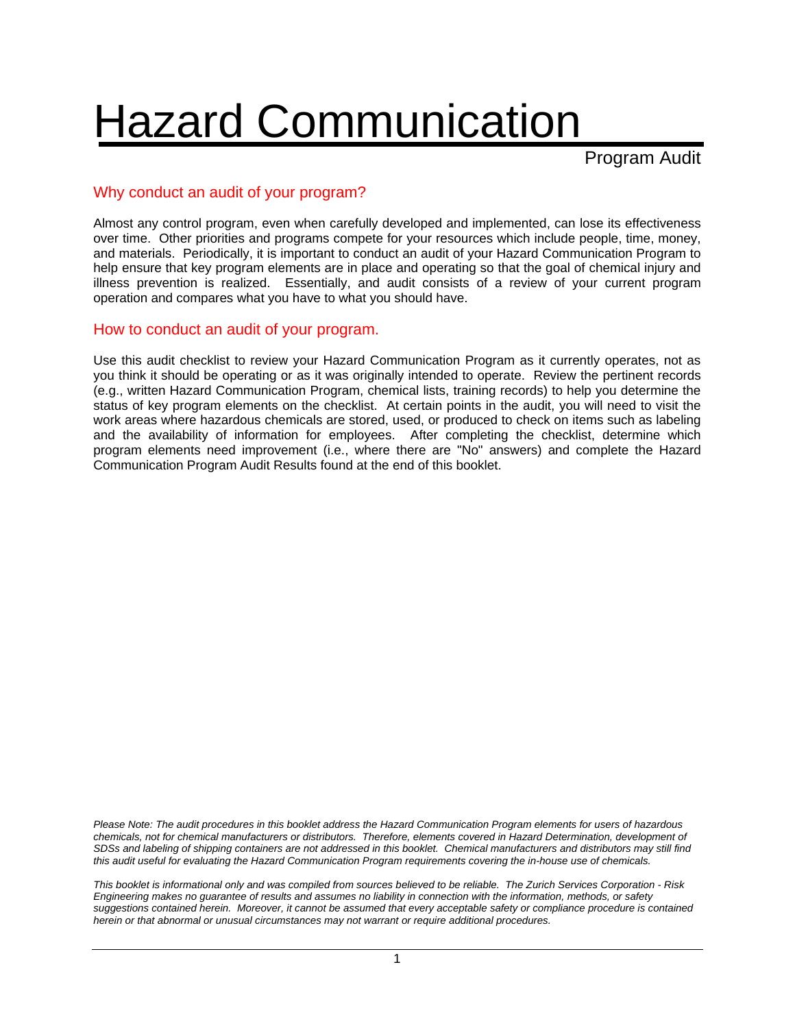# Hazard Communication

Program Audit

## Why conduct an audit of your program?

Almost any control program, even when carefully developed and implemented, can lose its effectiveness over time. Other priorities and programs compete for your resources which include people, time, money, and materials. Periodically, it is important to conduct an audit of your Hazard Communication Program to help ensure that key program elements are in place and operating so that the goal of chemical injury and illness prevention is realized. Essentially, and audit consists of a review of your current program operation and compares what you have to what you should have.

## How to conduct an audit of your program.

Use this audit checklist to review your Hazard Communication Program as it currently operates, not as you think it should be operating or as it was originally intended to operate. Review the pertinent records (e.g., written Hazard Communication Program, chemical lists, training records) to help you determine the status of key program elements on the checklist. At certain points in the audit, you will need to visit the work areas where hazardous chemicals are stored, used, or produced to check on items such as labeling and the availability of information for employees. After completing the checklist, determine which program elements need improvement (i.e., where there are "No" answers) and complete the Hazard Communication Program Audit Results found at the end of this booklet.

*Please Note: The audit procedures in this booklet address the Hazard Communication Program elements for users of hazardous chemicals, not for chemical manufacturers or distributors. Therefore, elements covered in Hazard Determination, development of SDSs and labeling of shipping containers are not addressed in this booklet. Chemical manufacturers and distributors may still find this audit useful for evaluating the Hazard Communication Program requirements covering the in-house use of chemicals.*

*This booklet is informational only and was compiled from sources believed to be reliable. The Zurich Services Corporation - Risk Engineering makes no guarantee of results and assumes no liability in connection with the information, methods, or safety suggestions contained herein. Moreover, it cannot be assumed that every acceptable safety or compliance procedure is contained herein or that abnormal or unusual circumstances may not warrant or require additional procedures.*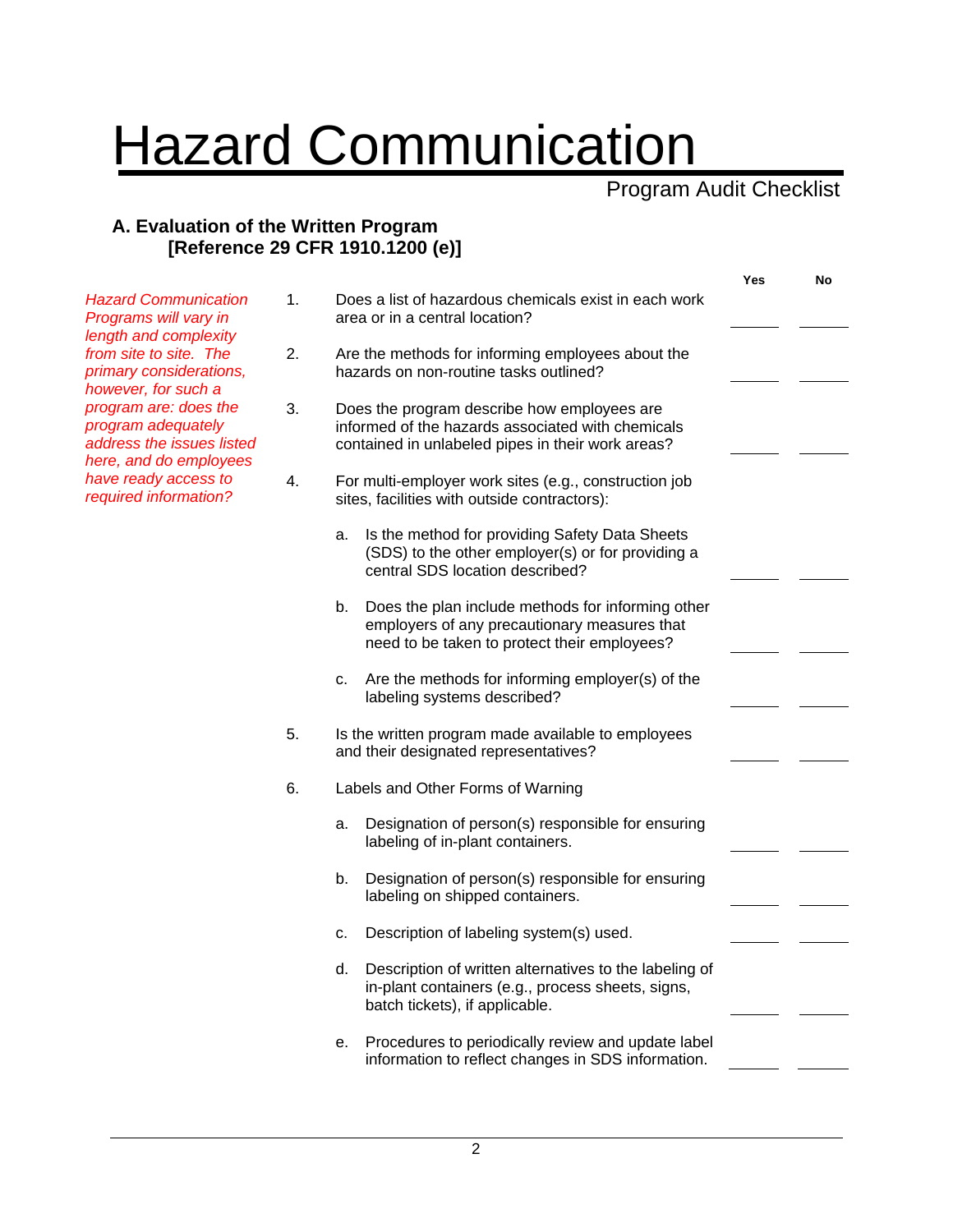# Hazard Communication

Program Audit Checklist

## A. Evaluation of the Written Program [Reference 29 CFR 1910.1200 (e)]

*Hazard Communication Programs will vary in length and complexity from site to site. The primary considerations, however, for such a program are: does the program adequately address the issues listed here, and do employees have ready access to required information?*

| | | Yes | No |
|---|---|---|---|
| 1. | Does a list of hazardous chemicals exist in each work area or in a central location? | ____ | ____ |
| 2. | Are the methods for informing employees about the hazards on non-routine tasks outlined? | ____ | ____ |
| 3. | Does the program describe how employees are informed of the hazards associated with chemicals contained in unlabeled pipes in their work areas? | ____ | ____ |
| 4. | For multi-employer work sites (e.g., construction job sites, facilities with outside contractors): | | |
| | a. Is the method for providing Safety Data Sheets (SDS) to the other employer(s) or for providing a central SDS location described? | ____ | ____ |
| | b. Does the plan include methods for informing other employers of any precautionary measures that need to be taken to protect their employees? | ____ | ____ |
| | c. Are the methods for informing employer(s) of the labeling systems described? | ____ | ____ |
| 5. | Is the written program made available to employees and their designated representatives? | ____ | ____ |
| 6. | Labels and Other Forms of Warning | | |
| | a. Designation of person(s) responsible for ensuring labeling of in-plant containers. | ____ | ____ |
| | b. Designation of person(s) responsible for ensuring labeling on shipped containers. | ____ | ____ |
| | c. Description of labeling system(s) used. | ____ | ____ |
| | d. Description of written alternatives to the labeling of in-plant containers (e.g., process sheets, signs, batch tickets), if applicable. | ____ | ____ |
| | e. Procedures to periodically review and update label information to reflect changes in SDS information. | ____ | ____ |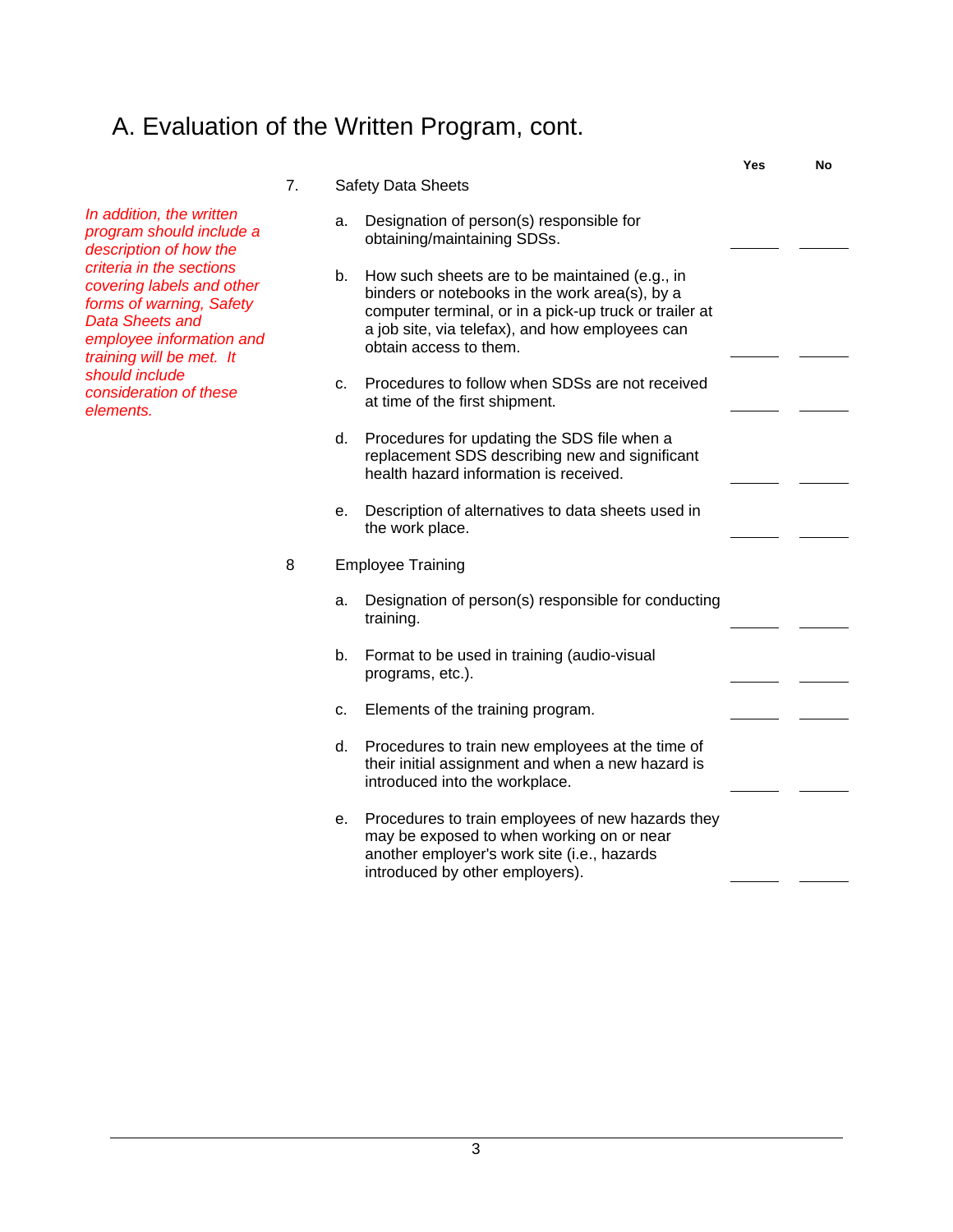# A. Evaluation of the Written Program, cont.

*In addition, the written program should include a description of how the criteria in the sections covering labels and other forms of warning, Safety Data Sheets and employee information and training will be met. It should include consideration of these elements.*

| | | Yes | No |
|---|---|---|---|
| **7.** | **Safety Data Sheets** | | |
| a. | Designation of person(s) responsible for obtaining/maintaining SDSs. | ____ | ____ |
| b. | How such sheets are to be maintained (e.g., in binders or notebooks in the work area(s), by a computer terminal, or in a pick-up truck or trailer at a job site, via telefax), and how employees can obtain access to them. | ____ | ____ |
| c. | Procedures to follow when SDSs are not received at time of the first shipment. | ____ | ____ |
| d. | Procedures for updating the SDS file when a replacement SDS describing new and significant health hazard information is received. | ____ | ____ |
| e. | Description of alternatives to data sheets used in the work place. | ____ | ____ |
| **8** | **Employee Training** | | |
| a. | Designation of person(s) responsible for conducting training. | ____ | ____ |
| b. | Format to be used in training (audio-visual programs, etc.). | ____ | ____ |
| c. | Elements of the training program. | ____ | ____ |
| d. | Procedures to train new employees at the time of their initial assignment and when a new hazard is introduced into the workplace. | ____ | ____ |
| e. | Procedures to train employees of new hazards they may be exposed to when working on or near another employer's work site (i.e., hazards introduced by other employers). | ____ | ____ |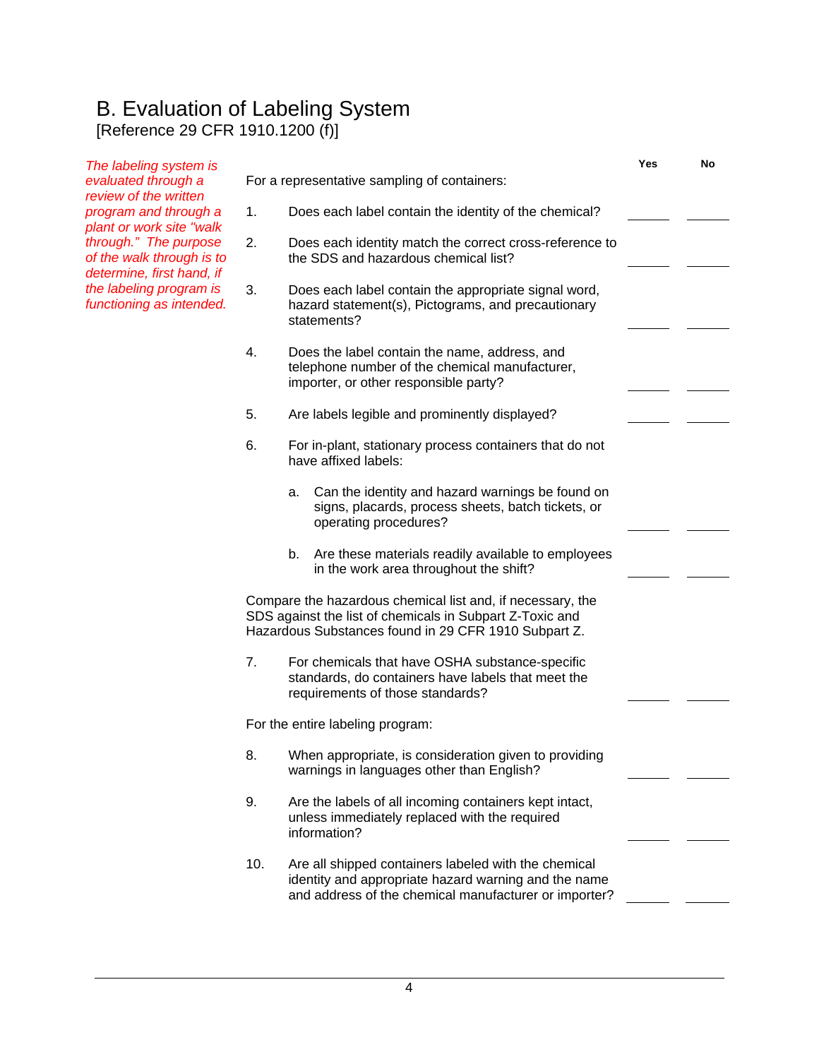## B. Evaluation of Labeling System

[Reference 29 CFR 1910.1200 (f)]

*The labeling system is evaluated through a review of the written program and through a plant or work site "walk through." The purpose of the walk through is to determine, first hand, if the labeling program is functioning as intended.*

For a representative sampling of containers:

| | | Yes | No |
|---|---|---|---|
| 1. | Does each label contain the identity of the chemical? | _____ | _____ |
| 2. | Does each identity match the correct cross-reference to the SDS and hazardous chemical list? | _____ | _____ |
| 3. | Does each label contain the appropriate signal word, hazard statement(s), Pictograms, and precautionary statements? | _____ | _____ |
| 4. | Does the label contain the name, address, and telephone number of the chemical manufacturer, importer, or other responsible party? | _____ | _____ |
| 5. | Are labels legible and prominently displayed? | _____ | _____ |
| 6. | For in-plant, stationary process containers that do not have affixed labels: | | |
| | a. Can the identity and hazard warnings be found on signs, placards, process sheets, batch tickets, or operating procedures? | _____ | _____ |
| | b. Are these materials readily available to employees in the work area throughout the shift? | _____ | _____ |

Compare the hazardous chemical list and, if necessary, the SDS against the list of chemicals in Subpart Z-Toxic and Hazardous Substances found in 29 CFR 1910 Subpart Z.

| | | Yes | No |
|---|---|---|---|
| 7. | For chemicals that have OSHA substance-specific standards, do containers have labels that meet the requirements of those standards? | _____ | _____ |

For the entire labeling program:

| | | Yes | No |
|---|---|---|---|
| 8. | When appropriate, is consideration given to providing warnings in languages other than English? | _____ | _____ |
| 9. | Are the labels of all incoming containers kept intact, unless immediately replaced with the required information? | _____ | _____ |
| 10. | Are all shipped containers labeled with the chemical identity and appropriate hazard warning and the name and address of the chemical manufacturer or importer? | _____ | _____ |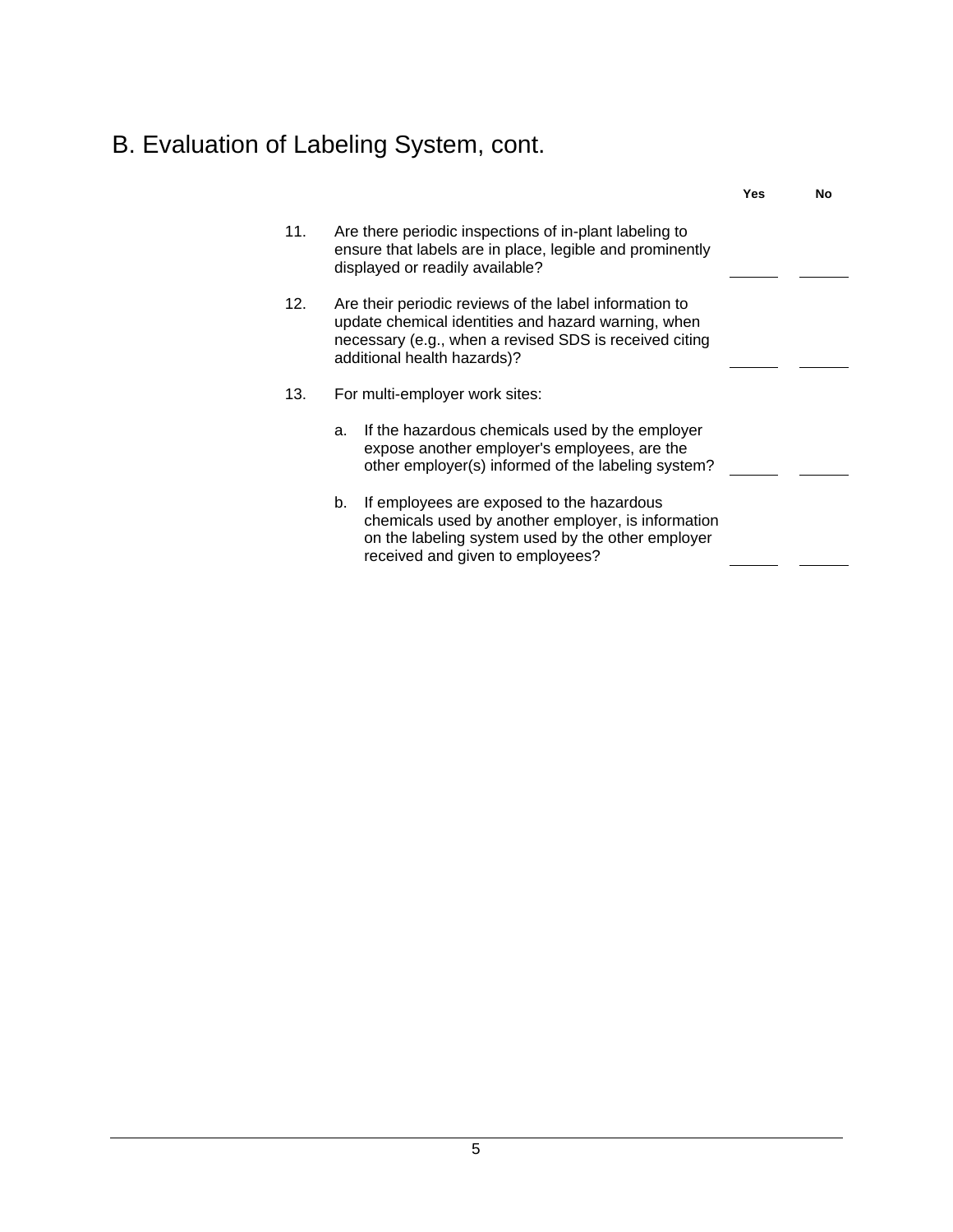## B. Evaluation of Labeling System, cont.

| | | Yes | No |
|---|---|---|---|
| 11. | Are there periodic inspections of in-plant labeling to ensure that labels are in place, legible and prominently displayed or readily available? | ______ | ______ |
| 12. | Are their periodic reviews of the label information to update chemical identities and hazard warning, when necessary (e.g., when a revised SDS is received citing additional health hazards)? | ______ | ______ |
| 13. | For multi-employer work sites: | | |
| | a. If the hazardous chemicals used by the employer expose another employer's employees, are the other employer(s) informed of the labeling system? | ______ | ______ |
| | b. If employees are exposed to the hazardous chemicals used by another employer, is information on the labeling system used by the other employer received and given to employees? | ______ | ______ |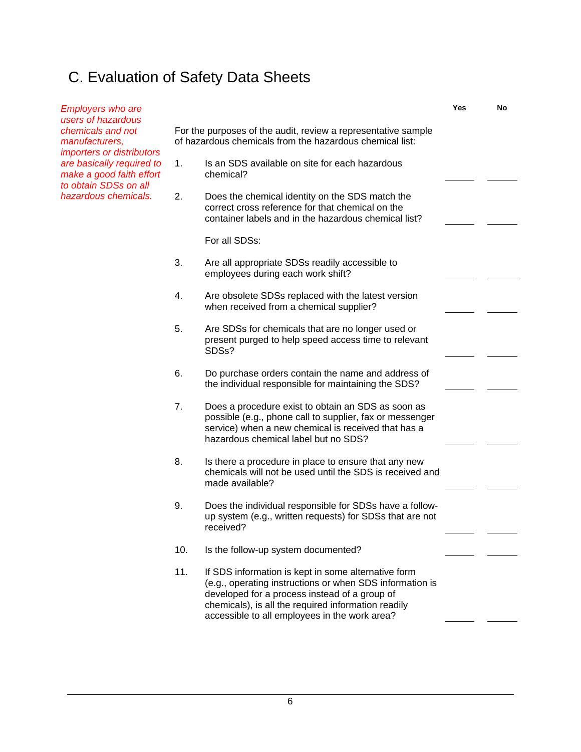## C. Evaluation of Safety Data Sheets

*Employers who are users of hazardous chemicals and not manufacturers, importers or distributors are basically required to make a good faith effort to obtain SDSs on all hazardous chemicals.*

For the purposes of the audit, review a representative sample of hazardous chemicals from the hazardous chemical list:

| | | Yes | No |
|---|---|---|---|
| 1. | Is an SDS available on site for each hazardous chemical? | _____ | _____ |
| 2. | Does the chemical identity on the SDS match the correct cross reference for that chemical on the container labels and in the hazardous chemical list? | _____ | _____ |
| | For all SDSs: | | |
| 3. | Are all appropriate SDSs readily accessible to employees during each work shift? | _____ | _____ |
| 4. | Are obsolete SDSs replaced with the latest version when received from a chemical supplier? | _____ | _____ |
| 5. | Are SDSs for chemicals that are no longer used or present purged to help speed access time to relevant SDSs? | _____ | _____ |
| 6. | Do purchase orders contain the name and address of the individual responsible for maintaining the SDS? | _____ | _____ |
| 7. | Does a procedure exist to obtain an SDS as soon as possible (e.g., phone call to supplier, fax or messenger service) when a new chemical is received that has a hazardous chemical label but no SDS? | _____ | _____ |
| 8. | Is there a procedure in place to ensure that any new chemicals will not be used until the SDS is received and made available? | _____ | _____ |
| 9. | Does the individual responsible for SDSs have a follow-up system (e.g., written requests) for SDSs that are not received? | _____ | _____ |
| 10. | Is the follow-up system documented? | _____ | _____ |
| 11. | If SDS information is kept in some alternative form (e.g., operating instructions or when SDS information is developed for a process instead of a group of chemicals), is all the required information readily accessible to all employees in the work area? | _____ | _____ |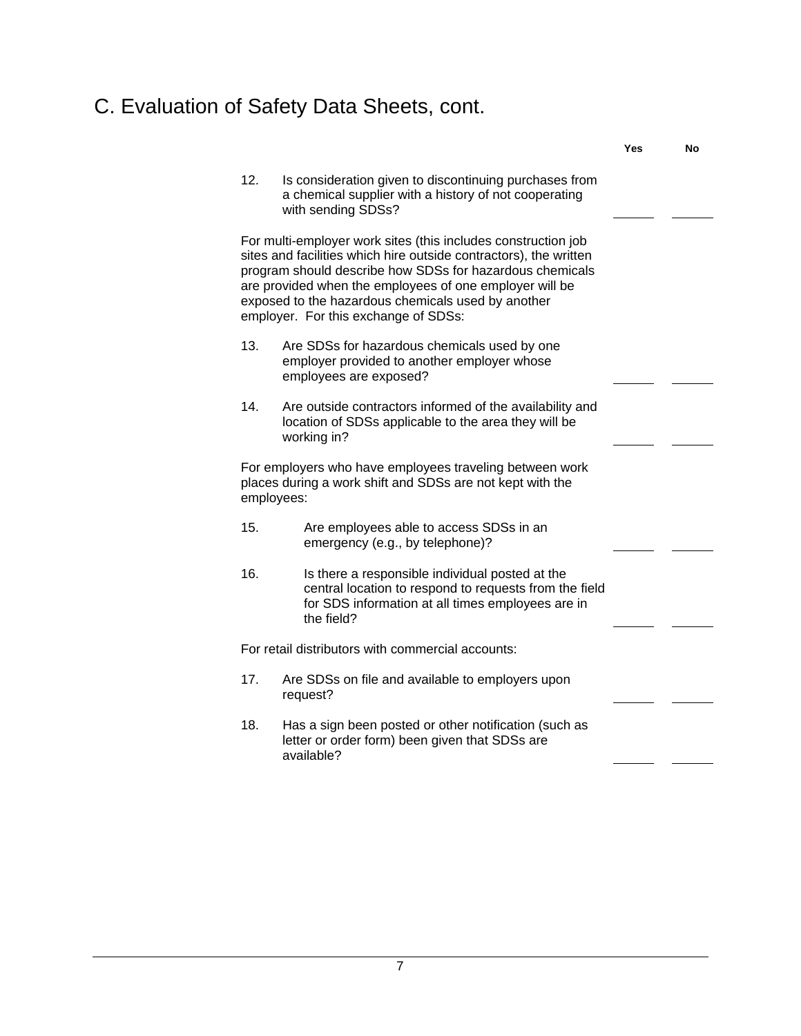# C. Evaluation of Safety Data Sheets, cont.

| | | Yes | No |
|---|---|---|---|
| 12. | Is consideration given to discontinuing purchases from a chemical supplier with a history of not cooperating with sending SDSs? | ______ | ______ |

For multi-employer work sites (this includes construction job sites and facilities which hire outside contractors), the written program should describe how SDSs for hazardous chemicals are provided when the employees of one employer will be exposed to the hazardous chemicals used by another employer. For this exchange of SDSs:

| | | Yes | No |
|---|---|---|---|
| 13. | Are SDSs for hazardous chemicals used by one employer provided to another employer whose employees are exposed? | ______ | ______ |
| 14. | Are outside contractors informed of the availability and location of SDSs applicable to the area they will be working in? | ______ | ______ |

For employers who have employees traveling between work places during a work shift and SDSs are not kept with the employees:

| | | Yes | No |
|---|---|---|---|
| 15. | Are employees able to access SDSs in an emergency (e.g., by telephone)? | ______ | ______ |
| 16. | Is there a responsible individual posted at the central location to respond to requests from the field for SDS information at all times employees are in the field? | ______ | ______ |

For retail distributors with commercial accounts:

| | | Yes | No |
|---|---|---|---|
| 17. | Are SDSs on file and available to employers upon request? | ______ | ______ |
| 18. | Has a sign been posted or other notification (such as letter or order form) been given that SDSs are available? | ______ | ______ |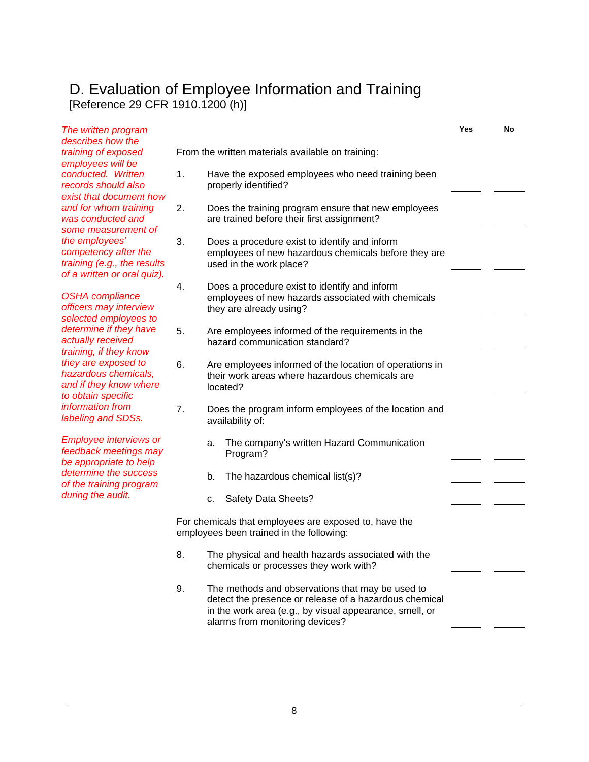# D. Evaluation of Employee Information and Training

[Reference 29 CFR 1910.1200 (h)]

*The written program describes how the training of exposed employees will be conducted. Written records should also exist that document how and for whom training was conducted and some measurement of the employees' competency after the training (e.g., the results of a written or oral quiz).*

*OSHA compliance officers may interview selected employees to determine if they have actually received training, if they know they are exposed to hazardous chemicals, and if they know where to obtain specific information from labeling and SDSs.*

*Employee interviews or feedback meetings may be appropriate to help determine the success of the training program during the audit.*

| | Yes | No |
|---|---|---|
| From the written materials available on training: | | |
| 1. Have the exposed employees who need training been properly identified? | ______ | ______ |
| 2. Does the training program ensure that new employees are trained before their first assignment? | ______ | ______ |
| 3. Does a procedure exist to identify and inform employees of new hazardous chemicals before they are used in the work place? | ______ | ______ |
| 4. Does a procedure exist to identify and inform employees of new hazards associated with chemicals they are already using? | ______ | ______ |
| 5. Are employees informed of the requirements in the hazard communication standard? | ______ | ______ |
| 6. Are employees informed of the location of operations in their work areas where hazardous chemicals are located? | ______ | ______ |
| 7. Does the program inform employees of the location and availability of: | | |
| a. The company's written Hazard Communication Program? | ______ | ______ |
| b. The hazardous chemical list(s)? | ______ | ______ |
| c. Safety Data Sheets? | ______ | ______ |
| For chemicals that employees are exposed to, have the employees been trained in the following: | | |
| 8. The physical and health hazards associated with the chemicals or processes they work with? | ______ | ______ |
| 9. The methods and observations that may be used to detect the presence or release of a hazardous chemical in the work area (e.g., by visual appearance, smell, or alarms from monitoring devices? | ______ | ______ |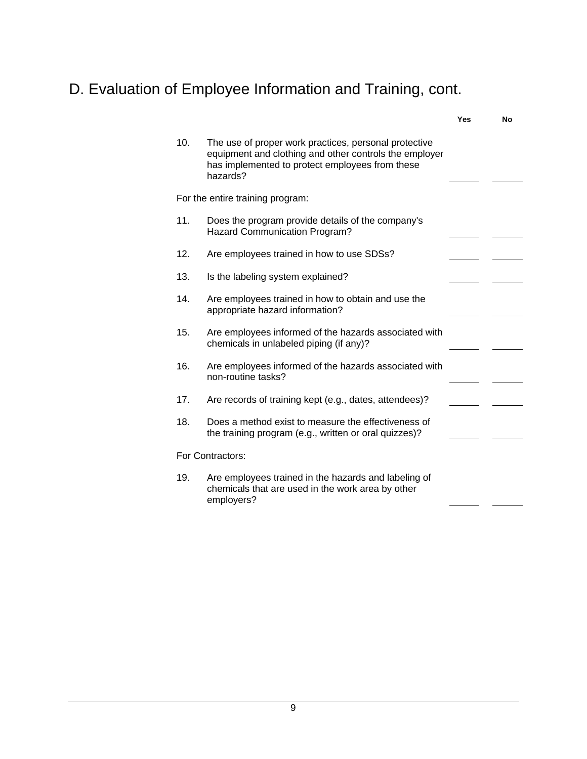## D. Evaluation of Employee Information and Training, cont.

| | | Yes | No |
|---|---|---|---|
| 10. | The use of proper work practices, personal protective equipment and clothing and other controls the employer has implemented to protect employees from these hazards? | ______ | ______ |
| For the entire training program: | | | |
| 11. | Does the program provide details of the company's Hazard Communication Program? | ______ | ______ |
| 12. | Are employees trained in how to use SDSs? | ______ | ______ |
| 13. | Is the labeling system explained? | ______ | ______ |
| 14. | Are employees trained in how to obtain and use the appropriate hazard information? | ______ | ______ |
| 15. | Are employees informed of the hazards associated with chemicals in unlabeled piping (if any)? | ______ | ______ |
| 16. | Are employees informed of the hazards associated with non-routine tasks? | ______ | ______ |
| 17. | Are records of training kept (e.g., dates, attendees)? | ______ | ______ |
| 18. | Does a method exist to measure the effectiveness of the training program (e.g., written or oral quizzes)? | ______ | ______ |
| For Contractors: | | | |
| 19. | Are employees trained in the hazards and labeling of chemicals that are used in the work area by other employers? | ______ | ______ |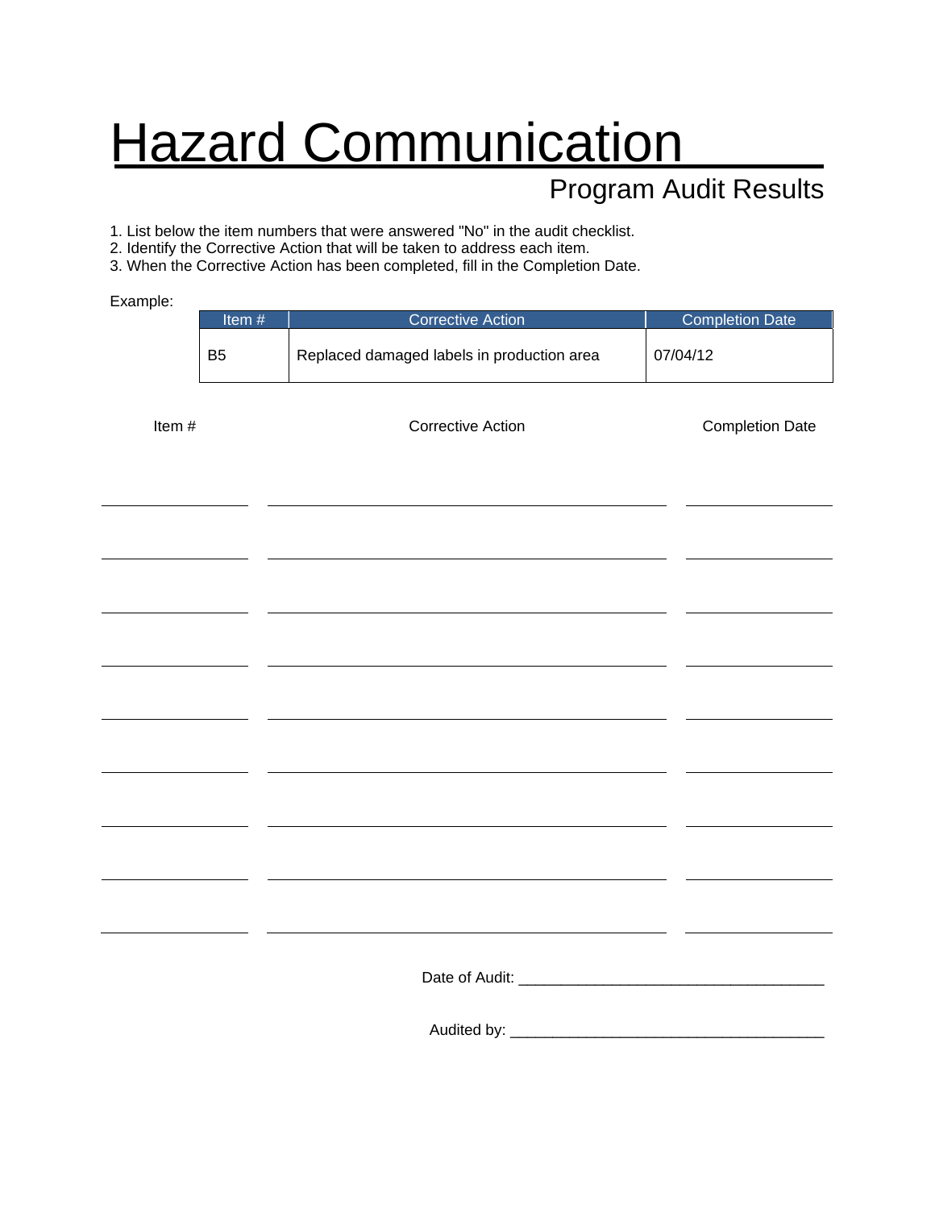# Hazard Communication

## Program Audit Results

1. List below the item numbers that were answered "No" in the audit checklist.
2. Identify the Corrective Action that will be taken to address each item.
3. When the Corrective Action has been completed, fill in the Completion Date.

Example:

| Item # | Corrective Action | Completion Date |
|---|---|---|
| B5 | Replaced damaged labels in production area | 07/04/12 |

| Item # | Corrective Action | Completion Date |
|---|---|---|
| | | |
| | | |
| | | |
| | | |
| | | |
| | | |
| | | |
| | | |
| | | |

Date of Audit: ___________________________________

Audited by: ___________________________________